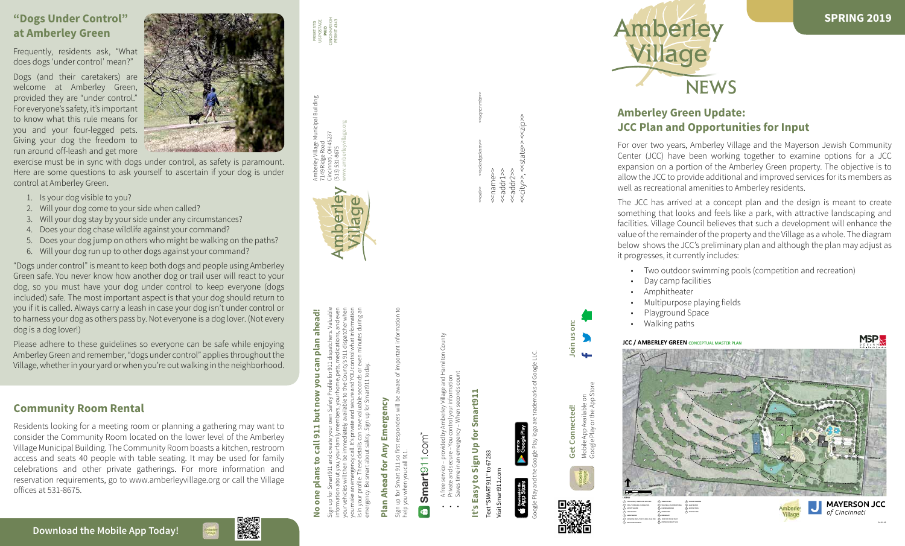# Amberley Village NEWS

**SPRING 2019**

## Amberley Green Update: JCC Plan and Opportunities for Input

For over two years, Amberley Village and the Mayerson Jewish Community Center (JCC) have been working together to examine options for a JCC expansion on a portion of the Amberley Green property. The objective is to allow the JCC to provide additional and improved services for its members as well as recreational amenities to Amberley residents.

The JCC has arrived at a concept plan and the design is meant to create something that looks and feels like a park, with attractive landscaping and facilities. Village Council believes that such a development will enhance the value of the remainder of the property and the Village as a whole. The diagram below shows the JCC's preliminary plan and although the plan may adjust as it progresses, it currently includes:

- Two outdoor swimming pools (competition and recreation)
- Day camp facilities
- Amphitheater
- Multipurpose playing fields
- Playground Space
- Walking paths

**JCC / AMBERLEY GREEN** CONCEPTUAL MASTER PLAN

MAYERSON JCC of Cincinnati

## "Dogs Under Control" at Amberley Green

Frequently, residents ask, "What does dogs 'under control' mean?"

Dogs (and their caretakers) are welcome at Amberley Green, provided they are "under control." For everyone's safety, it's important to know what this rule means for you and your four-legged pets. Giving your dog the freedom to run around off-leash and get more exercise must be in sync with dogs under control, as safety is paramount. Here are some questions to ask yourself to ascertain if your dog is under control at Amberley Green.

1. Is your dog visible to you?
2. Will your dog come to your side when called?
3. Will your dog stay by your side under any circumstances?
4. Does your dog chase wildlife against your command?
5. Does your dog jump up on others who might be walking on the paths?
6. Will your dog run up to other dogs against your command?

"Dogs under control" is meant to keep both dogs and people using Amberley Green safe. You never know how another dog or trail user will react to your dog, so you must have your dog under control to keep everyone (dogs included) safe. The most important aspect is that your dog should return to you if it is called. Always carry a leash in case your dog isn't under control or to harness your dog as others pass by. Not everyone is a dog lover. (Not every dog is a dog lover!)

Please adhere to these guidelines so everyone can be safe while enjoying Amberley Green and remember, "dogs under control" applies throughout the Village, whether in your yard or when you're out walking in the neighborhood.

## Community Room Rental

Residents looking for a meeting room or planning a gathering may want to consider the Community Room located on the lower level of the Amberley Village Municipal Building. The Community Room boasts a kitchen, restroom access and seats 40 people with table seating. It may be used for family celebrations and other private gatherings. For more information and reservation requirements, go to www.amberleyvillage.org or call the Village offices at 531-8675.

**Download the Mobile App Today!**

## No one plans to call 911 but now you can plan ahead!

Sign up for Smart911 and create your own Safety Profile for 911 dispatchers. Valuable information about your family members, your home, pets, medications, and even your vehicles will then be immediately available to the County's 911 dispatcher when you make an emergency call. It's private and secure and YOU control what information is in your profile. These details can save valuable seconds or even minutes during an emergency. Be smart about safety. Sign up for Smart911 today.

## Plan Ahead for Any Emergency

Sign up for Smart 911 so first responders will be aware of important information to help you when you call 911.

Smart911.com

- A free service – provided by Amberley Village and Hamilton County
- Private and secure – You control your information
- Saves time in an emergency – When seconds count

## It's Easy to Sign Up for Smart911

Text "SMART911" to 67283

Visit Smart911.com

Google Play and the Google Play logo are trademarks of Google LLC.

## Get Connected!

Mobile App Available on Google Play or the App Store

**Join us on:**

Amberley Village Municipal Building
7149 Ridge Road
Cincinnati, OH 45237
(513) 531-8675
www.amberleyvillage.org

PRSRT STD
US POSTAGE
PAID
CINCINNATI OH
PERMIT #4143

<<name>>
<<addr1>>
<<addr2>>
<<city>>, <<state>> <<zip>>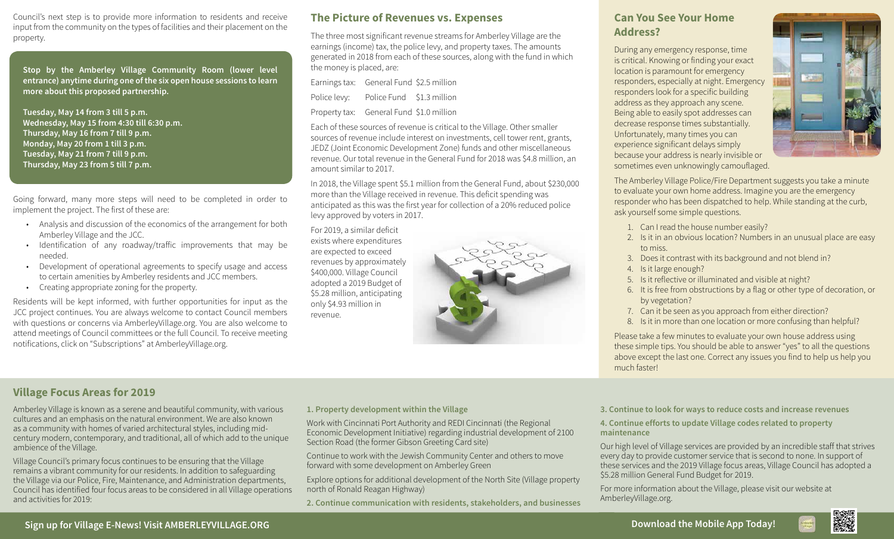Council's next step is to provide more information to residents and receive input from the community on the types of facilities and their placement on the property.

**Stop by the Amberley Village Community Room (lower level entrance) anytime during one of the six open house sessions to learn more about this proposed partnership.**

**Tuesday, May 14 from 3 till 5 p.m.**
**Wednesday, May 15 from 4:30 till 6:30 p.m.**
**Thursday, May 16 from 7 till 9 p.m.**
**Monday, May 20 from 1 till 3 p.m.**
**Tuesday, May 21 from 7 till 9 p.m.**
**Thursday, May 23 from 5 till 7 p.m.**

Going forward, many more steps will need to be completed in order to implement the project. The first of these are:

- Analysis and discussion of the economics of the arrangement for both Amberley Village and the JCC.
- Identification of any roadway/traffic improvements that may be needed.
- Development of operational agreements to specify usage and access to certain amenities by Amberley residents and JCC members.
- Creating appropriate zoning for the property.

Residents will be kept informed, with further opportunities for input as the JCC project continues. You are always welcome to contact Council members with questions or concerns via AmberleyVillage.org. You are also welcome to attend meetings of Council committees or the full Council. To receive meeting notifications, click on "Subscriptions" at AmberleyVillage.org.

## The Picture of Revenues vs. Expenses

The three most significant revenue streams for Amberley Village are the earnings (income) tax, the police levy, and property taxes. The amounts generated in 2018 from each of these sources, along with the fund in which the money is placed, are:

| | | |
|---|---|---|
| Earnings tax: | General Fund | $2.5 million |
| Police levy: | Police Fund | $1.3 million |
| Property tax: | General Fund | $1.0 million |

Each of these sources of revenue is critical to the Village. Other smaller sources of revenue include interest on investments, cell tower rent, grants, JEDZ (Joint Economic Development Zone) funds and other miscellaneous revenue. Our total revenue in the General Fund for 2018 was $4.8 million, an amount similar to 2017.

In 2018, the Village spent $5.1 million from the General Fund, about $230,000 more than the Village received in revenue. This deficit spending was anticipated as this was the first year for collection of a 20% reduced police levy approved by voters in 2017.

For 2019, a similar deficit exists where expenditures are expected to exceed revenues by approximately $400,000. Village Council adopted a 2019 Budget of $5.28 million, anticipating only $4.93 million in revenue.

## Can You See Your Home Address?

During any emergency response, time is critical. Knowing or finding your exact location is paramount for emergency responders, especially at night. Emergency responders look for a specific building address as they approach any scene. Being able to easily spot addresses can decrease response times substantially. Unfortunately, many times you can experience significant delays simply because your address is nearly invisible or sometimes even unknowingly camouflaged.

The Amberley Village Police/Fire Department suggests you take a minute to evaluate your own home address. Imagine you are the emergency responder who has been dispatched to help. While standing at the curb, ask yourself some simple questions.

1. Can I read the house number easily?
2. Is it in an obvious location? Numbers in an unusual place are easy to miss.
3. Does it contrast with its background and not blend in?
4. Is it large enough?
5. Is it reflective or illuminated and visible at night?
6. It is free from obstructions by a flag or other type of decoration, or by vegetation?
7. Can it be seen as you approach from either direction?
8. Is it in more than one location or more confusing than helpful?

Please take a few minutes to evaluate your own house address using these simple tips. You should be able to answer "yes" to all the questions above except the last one. Correct any issues you find to help us help you much faster!

## Village Focus Areas for 2019

Amberley Village is known as a serene and beautiful community, with various cultures and an emphasis on the natural environment. We are also known as a community with homes of varied architectural styles, including mid-century modern, contemporary, and traditional, all of which add to the unique ambience of the Village.

Village Council's primary focus continues to be ensuring that the Village remains a vibrant community for our residents. In addition to safeguarding the Village via our Police, Fire, Maintenance, and Administration departments, Council has identified four focus areas to be considered in all Village operations and activities for 2019:

**1. Property development within the Village**

Work with Cincinnati Port Authority and REDI Cincinnati (the Regional Economic Development Initiative) regarding industrial development of 2100 Section Road (the former Gibson Greeting Card site)

Continue to work with the Jewish Community Center and others to move forward with some development on Amberley Green

Explore options for additional development of the North Site (Village property north of Ronald Reagan Highway)

**2. Continue communication with residents, stakeholders, and businesses**

**3. Continue to look for ways to reduce costs and increase revenues**

**4. Continue efforts to update Village codes related to property maintenance**

Our high level of Village services are provided by an incredible staff that strives every day to provide customer service that is second to none. In support of these services and the 2019 Village focus areas, Village Council has adopted a $5.28 million General Fund Budget for 2019.

For more information about the Village, please visit our website at AmberleyVillage.org.

**Sign up for Village E-News! Visit AMBERLEYVILLAGE.ORG**

**Download the Mobile App Today!**